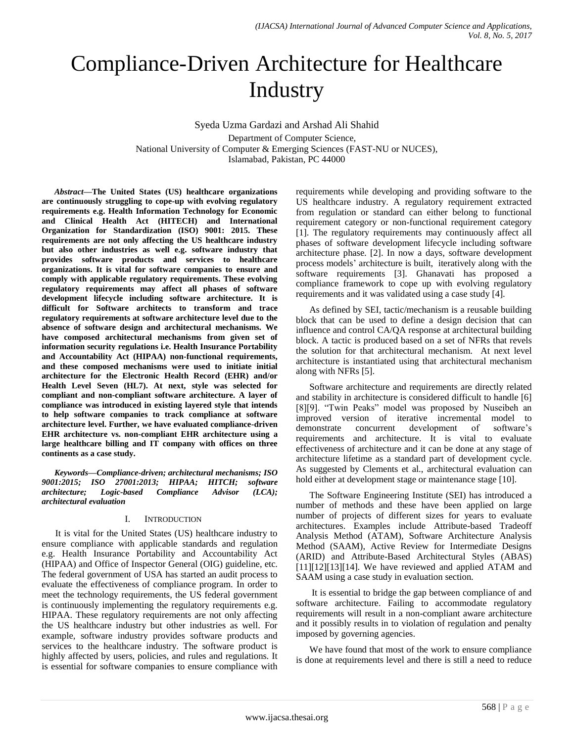# Compliance-Driven Architecture for Healthcare Industry

Syeda Uzma Gardazi and Arshad Ali Shahid

Department of Computer Science,
National University of Computer & Emerging Sciences (FAST-NU or NUCES),
Islamabad, Pakistan, PC 44000

***Abstract*—The United States (US) healthcare organizations are continuously struggling to cope-up with evolving regulatory requirements e.g. Health Information Technology for Economic and Clinical Health Act (HITECH) and International Organization for Standardization (ISO) 9001: 2015. These requirements are not only affecting the US healthcare industry but also other industries as well e.g. software industry that provides software products and services to healthcare organizations. It is vital for software companies to ensure and comply with applicable regulatory requirements. These evolving regulatory requirements may affect all phases of software development lifecycle including software architecture. It is difficult for Software architects to transform and trace regulatory requirements at software architecture level due to the absence of software design and architectural mechanisms. We have composed architectural mechanisms from given set of information security regulations i.e. Health Insurance Portability and Accountability Act (HIPAA) non-functional requirements, and these composed mechanisms were used to initiate initial architecture for the Electronic Health Record (EHR) and/or Health Level Seven (HL7). At next, style was selected for compliant and non-compliant software architecture. A layer of compliance was introduced in existing layered style that intends to help software companies to track compliance at software architecture level. Further, we have evaluated compliance-driven EHR architecture vs. non-compliant EHR architecture using a large healthcare billing and IT company with offices on three continents as a case study.**

***Keywords*—*Compliance-driven; architectural mechanisms; ISO 9001:2015; ISO 27001:2013; HIPAA; HITCH; software architecture; Logic-based Compliance Advisor (LCA); architectural evaluation***

## I. Introduction

It is vital for the United States (US) healthcare industry to ensure compliance with applicable standards and regulation e.g. Health Insurance Portability and Accountability Act (HIPAA) and Office of Inspector General (OIG) guideline, etc. The federal government of USA has started an audit process to evaluate the effectiveness of compliance program. In order to meet the technology requirements, the US federal government is continuously implementing the regulatory requirements e.g. HIPAA. These regulatory requirements are not only affecting the US healthcare industry but other industries as well. For example, software industry provides software products and services to the healthcare industry. The software product is highly affected by users, policies, and rules and regulations. It is essential for software companies to ensure compliance with requirements while developing and providing software to the US healthcare industry. A regulatory requirement extracted from regulation or standard can either belong to functional requirement category or non-functional requirement category [1]. The regulatory requirements may continuously affect all phases of software development lifecycle including software architecture phase. [2]. In now a days, software development process models' architecture is built, iteratively along with the software requirements [3]. Ghanavati has proposed a compliance framework to cope up with evolving regulatory requirements and it was validated using a case study [4].

As defined by SEI, tactic/mechanism is a reusable building block that can be used to define a design decision that can influence and control CA/QA response at architectural building block. A tactic is produced based on a set of NFRs that revels the solution for that architectural mechanism. At next level architecture is instantiated using that architectural mechanism along with NFRs [5].

Software architecture and requirements are directly related and stability in architecture is considered difficult to handle [6] [8][9]. "Twin Peaks" model was proposed by Nuseibeh an improved version of iterative incremental model to demonstrate concurrent development of software's requirements and architecture. It is vital to evaluate effectiveness of architecture and it can be done at any stage of architecture lifetime as a standard part of development cycle. As suggested by Clements et al., architectural evaluation can hold either at development stage or maintenance stage [10].

The Software Engineering Institute (SEI) has introduced a number of methods and these have been applied on large number of projects of different sizes for years to evaluate architectures. Examples include Attribute-based Tradeoff Analysis Method (ATAM), Software Architecture Analysis Method (SAAM), Active Review for Intermediate Designs (ARID) and Attribute-Based Architectural Styles (ABAS) [11][12][13][14]. We have reviewed and applied ATAM and SAAM using a case study in evaluation section.

It is essential to bridge the gap between compliance of and software architecture. Failing to accommodate regulatory requirements will result in a non-compliant aware architecture and it possibly results in to violation of regulation and penalty imposed by governing agencies.

We have found that most of the work to ensure compliance is done at requirements level and there is still a need to reduce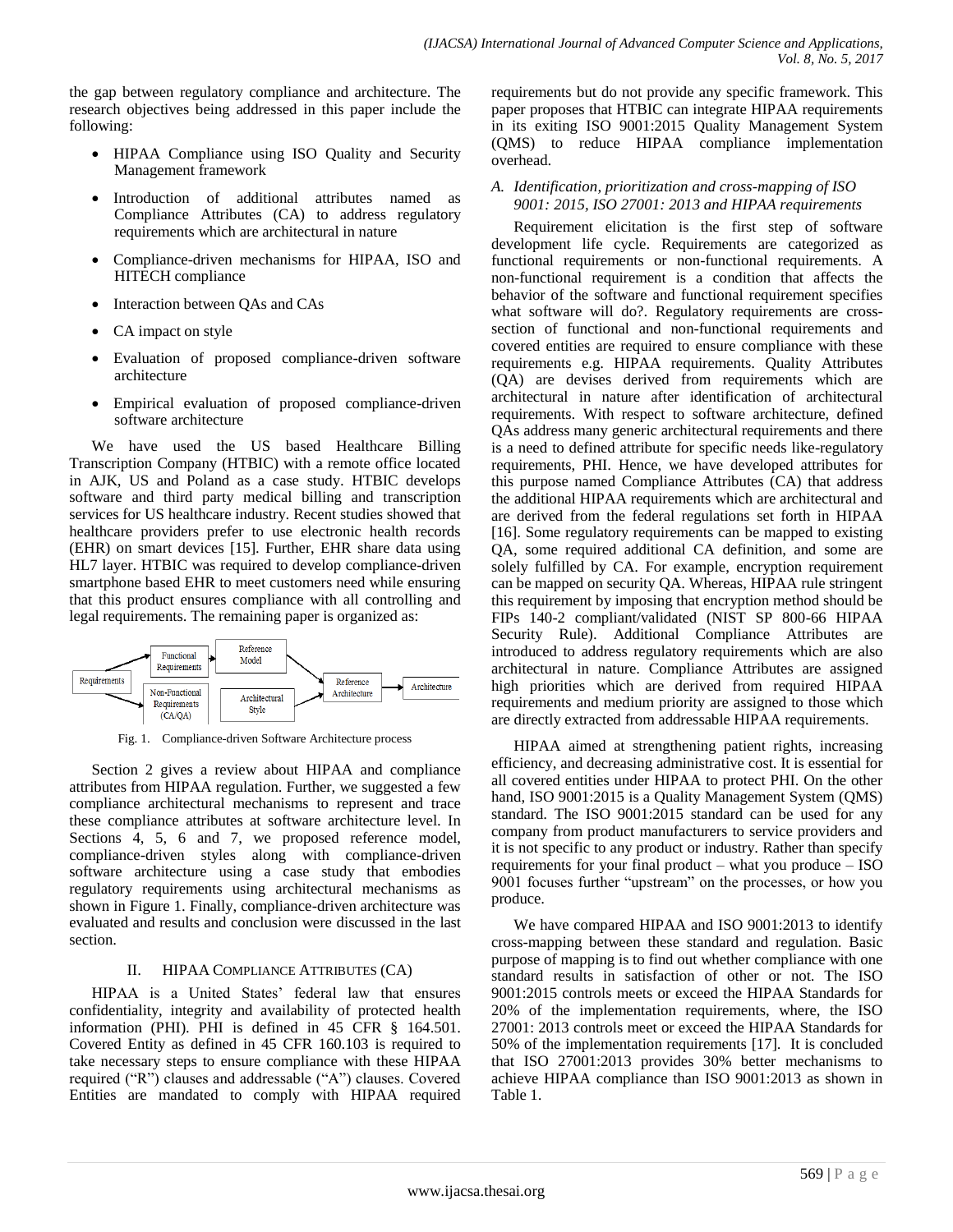the gap between regulatory compliance and architecture. The research objectives being addressed in this paper include the following:

- HIPAA Compliance using ISO Quality and Security Management framework
- Introduction of additional attributes named as Compliance Attributes (CA) to address regulatory requirements which are architectural in nature
- Compliance-driven mechanisms for HIPAA, ISO and HITECH compliance
- Interaction between QAs and CAs
- CA impact on style
- Evaluation of proposed compliance-driven software architecture
- Empirical evaluation of proposed compliance-driven software architecture

We have used the US based Healthcare Billing Transcription Company (HTBIC) with a remote office located in AJK, US and Poland as a case study. HTBIC develops software and third party medical billing and transcription services for US healthcare industry. Recent studies showed that healthcare providers prefer to use electronic health records (EHR) on smart devices [15]. Further, EHR share data using HL7 layer. HTBIC was required to develop compliance-driven smartphone based EHR to meet customers need while ensuring that this product ensures compliance with all controlling and legal requirements. The remaining paper is organized as:

Fig. 1. Compliance-driven Software Architecture process

Section 2 gives a review about HIPAA and compliance attributes from HIPAA regulation. Further, we suggested a few compliance architectural mechanisms to represent and trace these compliance attributes at software architecture level. In Sections 4, 5, 6 and 7, we proposed reference model, compliance-driven styles along with compliance-driven software architecture using a case study that embodies regulatory requirements using architectural mechanisms as shown in Figure 1. Finally, compliance-driven architecture was evaluated and results and conclusion were discussed in the last section.

## II. HIPAA Compliance Attributes (CA)

HIPAA is a United States' federal law that ensures confidentiality, integrity and availability of protected health information (PHI). PHI is defined in 45 CFR § 164.501. Covered Entity as defined in 45 CFR 160.103 is required to take necessary steps to ensure compliance with these HIPAA required ("R") clauses and addressable ("A") clauses. Covered Entities are mandated to comply with HIPAA required requirements but do not provide any specific framework. This paper proposes that HTBIC can integrate HIPAA requirements in its exiting ISO 9001:2015 Quality Management System (QMS) to reduce HIPAA compliance implementation overhead.

### *A. Identification, prioritization and cross-mapping of ISO 9001: 2015, ISO 27001: 2013 and HIPAA requirements*

Requirement elicitation is the first step of software development life cycle. Requirements are categorized as functional requirements or non-functional requirements. A non-functional requirement is a condition that affects the behavior of the software and functional requirement specifies what software will do?. Regulatory requirements are cross-section of functional and non-functional requirements and covered entities are required to ensure compliance with these requirements e.g. HIPAA requirements. Quality Attributes (QA) are devises derived from requirements which are architectural in nature after identification of architectural requirements. With respect to software architecture, defined QAs address many generic architectural requirements and there is a need to defined attribute for specific needs like-regulatory requirements, PHI. Hence, we have developed attributes for this purpose named Compliance Attributes (CA) that address the additional HIPAA requirements which are architectural and are derived from the federal regulations set forth in HIPAA [16]. Some regulatory requirements can be mapped to existing QA, some required additional CA definition, and some are solely fulfilled by CA. For example, encryption requirement can be mapped on security QA. Whereas, HIPAA rule stringent this requirement by imposing that encryption method should be FIPs 140-2 compliant/validated (NIST SP 800-66 HIPAA Security Rule). Additional Compliance Attributes are introduced to address regulatory requirements which are also architectural in nature. Compliance Attributes are assigned high priorities which are derived from required HIPAA requirements and medium priority are assigned to those which are directly extracted from addressable HIPAA requirements.

HIPAA aimed at strengthening patient rights, increasing efficiency, and decreasing administrative cost. It is essential for all covered entities under HIPAA to protect PHI. On the other hand, ISO 9001:2015 is a Quality Management System (QMS) standard. The ISO 9001:2015 standard can be used for any company from product manufacturers to service providers and it is not specific to any product or industry. Rather than specify requirements for your final product – what you produce – ISO 9001 focuses further "upstream" on the processes, or how you produce.

We have compared HIPAA and ISO 9001:2013 to identify cross-mapping between these standard and regulation. Basic purpose of mapping is to find out whether compliance with one standard results in satisfaction of other or not. The ISO 9001:2015 controls meets or exceed the HIPAA Standards for 20% of the implementation requirements, where, the ISO 27001: 2013 controls meet or exceed the HIPAA Standards for 50% of the implementation requirements [17]. It is concluded that ISO 27001:2013 provides 30% better mechanisms to achieve HIPAA compliance than ISO 9001:2013 as shown in Table 1.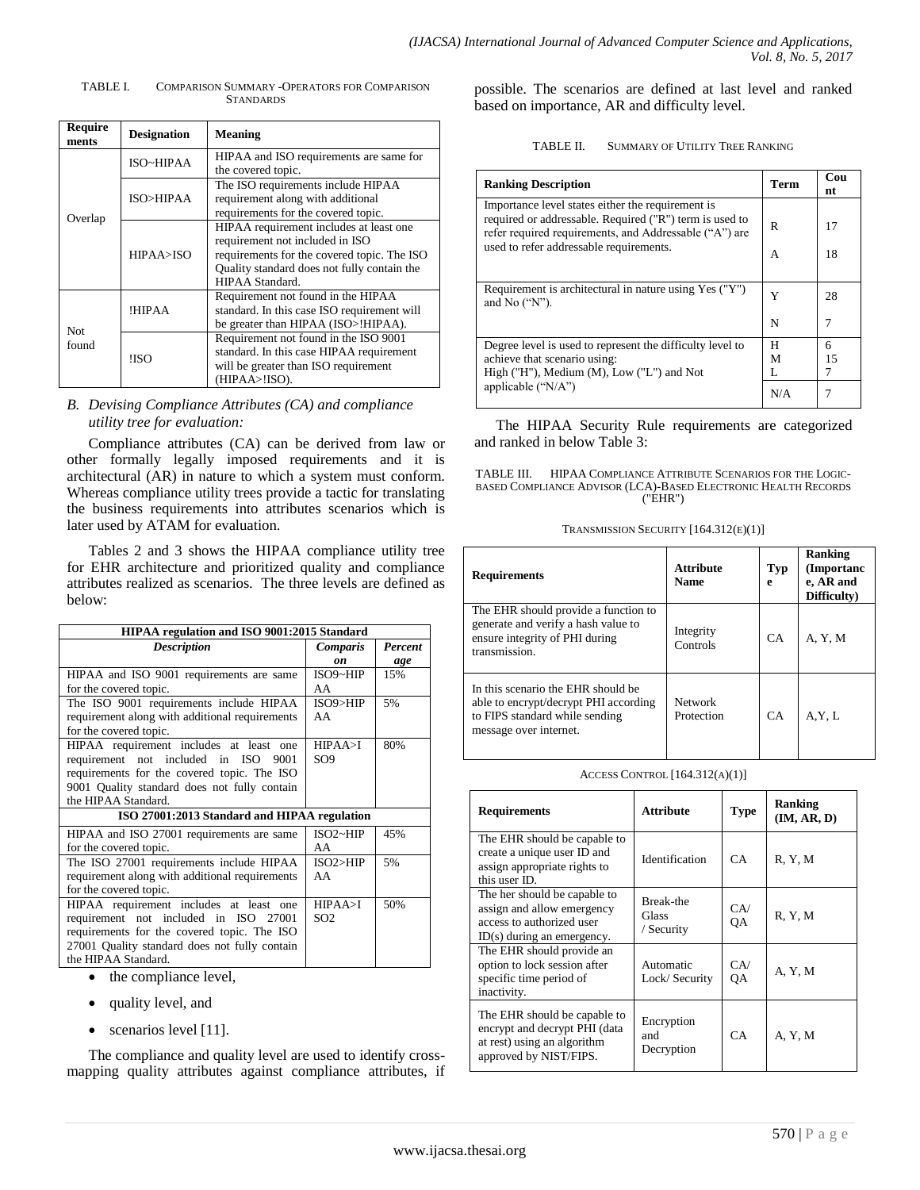TABLE I. COMPARISON SUMMARY -OPERATORS FOR COMPARISON STANDARDS

| Requirements | Designation | Meaning |
|---|---|---|
| Overlap | ISO~HIPAA | HIPAA and ISO requirements are same for the covered topic. |
| | ISO>HIPAA | The ISO requirements include HIPAA requirement along with additional requirements for the covered topic. |
| | HIPAA>ISO | HIPAA requirement includes at least one requirement not included in ISO requirements for the covered topic. The ISO Quality standard does not fully contain the HIPAA Standard. |
| Not found | !HIPAA | Requirement not found in the HIPAA standard. In this case ISO requirement will be greater than HIPAA (ISO>!HIPAA). |
| | !ISO | Requirement not found in the ISO 9001 standard. In this case HIPAA requirement will be greater than ISO requirement (HIPAA>!ISO). |

### *B. Devising Compliance Attributes (CA) and compliance utility tree for evaluation:*

Compliance attributes (CA) can be derived from law or other formally legally imposed requirements and it is architectural (AR) in nature to which a system must conform. Whereas compliance utility trees provide a tactic for translating the business requirements into attributes scenarios which is later used by ATAM for evaluation.

Tables 2 and 3 shows the HIPAA compliance utility tree for EHR architecture and prioritized quality and compliance attributes realized as scenarios. The three levels are defined as below:

| HIPAA regulation and ISO 9001:2015 Standard | | |
|---|---|---|
| ***Description*** | ***Comparison*** | ***Percentage*** |
| HIPAA and ISO 9001 requirements are same for the covered topic. | ISO9~HIPAA | 15% |
| The ISO 9001 requirements include HIPAA requirement along with additional requirements for the covered topic. | ISO9>HIPAA | 5% |
| HIPAA requirement includes at least one requirement not included in ISO 9001 requirements for the covered topic. The ISO 9001 Quality standard does not fully contain the HIPAA Standard. | HIPAA>ISO9 | 80% |
| **ISO 27001:2013 Standard and HIPAA regulation** | | |
| HIPAA and ISO 27001 requirements are same for the covered topic. | ISO2~HIPAA | 45% |
| The ISO 27001 requirements include HIPAA requirement along with additional requirements for the covered topic. | ISO2>HIPAA | 5% |
| HIPAA requirement includes at least one requirement not included in ISO 27001 requirements for the covered topic. The ISO 27001 Quality standard does not fully contain the HIPAA Standard. | HIPAA>ISO2 | 50% |

- the compliance level,
- quality level, and
- scenarios level [11].

The compliance and quality level are used to identify cross-mapping quality attributes against compliance attributes, if possible. The scenarios are defined at last level and ranked based on importance, AR and difficulty level.

TABLE II. SUMMARY OF UTILITY TREE RANKING

| Ranking Description | Term | Count |
|---|---|---|
| Importance level states either the requirement is required or addressable. Required ("R") term is used to refer required requirements, and Addressable ("A") are used to refer addressable requirements. | R | 17 |
| | A | 18 |
| Requirement is architectural in nature using Yes ("Y") and No ("N"). | Y | 28 |
| | N | 7 |
| Degree level is used to represent the difficulty level to achieve that scenario using: High ("H"), Medium (M), Low ("L") and Not applicable ("N/A") | H<br>M<br>L | 6<br>15<br>7 |
| | N/A | 7 |

The HIPAA Security Rule requirements are categorized and ranked in below Table 3:

TABLE III. HIPAA COMPLIANCE ATTRIBUTE SCENARIOS FOR THE LOGIC-BASED COMPLIANCE ADVISOR (LCA)-BASED ELECTRONIC HEALTH RECORDS ("EHR")

TRANSMISSION SECURITY [164.312(E)(1)]

| Requirements | Attribute Name | Type | Ranking (Importance, AR and Difficulty) |
|---|---|---|---|
| The EHR should provide a function to generate and verify a hash value to ensure integrity of PHI during transmission. | Integrity Controls | CA | A, Y, M |
| In this scenario the EHR should be able to encrypt/decrypt PHI according to FIPS standard while sending message over internet. | Network Protection | CA | A,Y, L |

ACCESS CONTROL [164.312(A)(1)]

| Requirements | Attribute | Type | Ranking (IM, AR, D) |
|---|---|---|---|
| The EHR should be capable to create a unique user ID and assign appropriate rights to this user ID. | Identification | CA | R, Y, M |
| The her should be capable to assign and allow emergency access to authorized user ID(s) during an emergency. | Break-the Glass / Security | CA/ QA | R, Y, M |
| The EHR should provide an option to lock session after specific time period of inactivity. | Automatic Lock/ Security | CA/ QA | A, Y, M |
| The EHR should be capable to encrypt and decrypt PHI (data at rest) using an algorithm approved by NIST/FIPS. | Encryption and Decryption | CA | A, Y, M |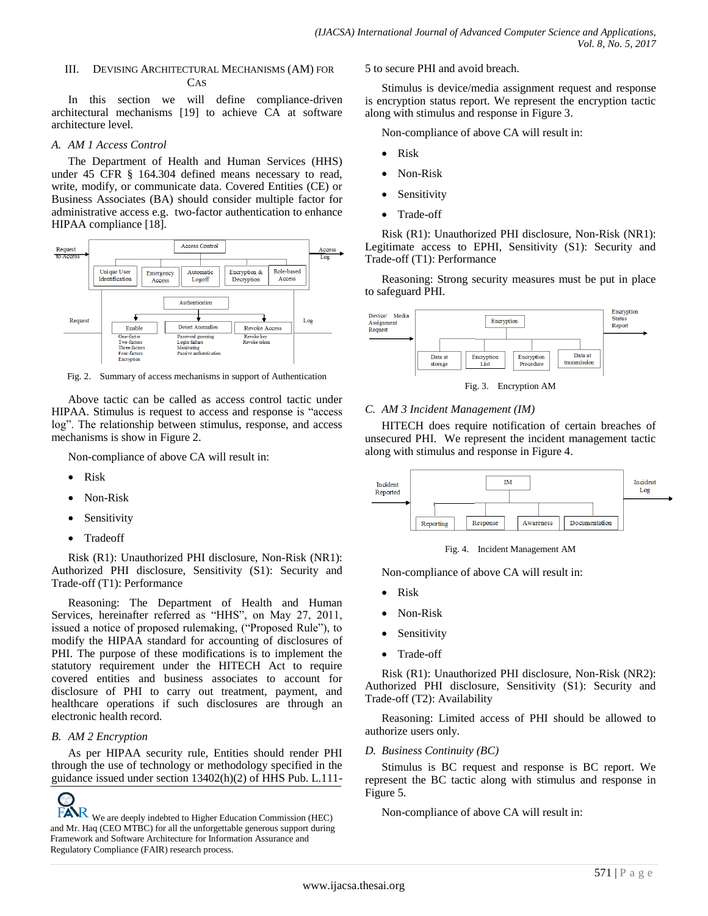## III. Devising Architectural Mechanisms (AM) for CAs

In this section we will define compliance-driven architectural mechanisms [19] to achieve CA at software architecture level.

### *A. AM 1 Access Control*

The Department of Health and Human Services (HHS) under 45 CFR § 164.304 defined means necessary to read, write, modify, or communicate data. Covered Entities (CE) or Business Associates (BA) should consider multiple factor for administrative access e.g. two-factor authentication to enhance HIPAA compliance [18].

Fig. 2. Summary of access mechanisms in support of Authentication

Above tactic can be called as access control tactic under HIPAA. Stimulus is request to access and response is "access log". The relationship between stimulus, response, and access mechanisms is show in Figure 2.

Non-compliance of above CA will result in:

- Risk
- Non-Risk
- Sensitivity
- Tradeoff

Risk (R1): Unauthorized PHI disclosure, Non-Risk (NR1): Authorized PHI disclosure, Sensitivity (S1): Security and Trade-off (T1): Performance

Reasoning: The Department of Health and Human Services, hereinafter referred as "HHS", on May 27, 2011, issued a notice of proposed rulemaking, ("Proposed Rule"), to modify the HIPAA standard for accounting of disclosures of PHI. The purpose of these modifications is to implement the statutory requirement under the HITECH Act to require covered entities and business associates to account for disclosure of PHI to carry out treatment, payment, and healthcare operations if such disclosures are through an electronic health record.

### *B. AM 2 Encryption*

As per HIPAA security rule, Entities should render PHI through the use of technology or methodology specified in the guidance issued under section 13402(h)(2) of HHS Pub. L.111-5 to secure PHI and avoid breach.

Stimulus is device/media assignment request and response is encryption status report. We represent the encryption tactic along with stimulus and response in Figure 3.

Non-compliance of above CA will result in:

- Risk
- Non-Risk
- Sensitivity
- Trade-off

Risk (R1): Unauthorized PHI disclosure, Non-Risk (NR1): Legitimate access to EPHI, Sensitivity (S1): Security and Trade-off (T1): Performance

Reasoning: Strong security measures must be put in place to safeguard PHI.

Fig. 3. Encryption AM

### *C. AM 3 Incident Management (IM)*

HITECH does require notification of certain breaches of unsecured PHI. We represent the incident management tactic along with stimulus and response in Figure 4.

Fig. 4. Incident Management AM

Non-compliance of above CA will result in:

- Risk
- Non-Risk
- Sensitivity
- Trade-off

Risk (R1): Unauthorized PHI disclosure, Non-Risk (NR2): Authorized PHI disclosure, Sensitivity (S1): Security and Trade-off (T2): Availability

Reasoning: Limited access of PHI should be allowed to authorize users only.

### *D. Business Continuity (BC)*

Stimulus is BC request and response is BC report. We represent the BC tactic along with stimulus and response in Figure 5.

Non-compliance of above CA will result in:

---

FAIR We are deeply indebted to Higher Education Commission (HEC) and Mr. Haq (CEO MTBC) for all the unforgettable generous support during Framework and Software Architecture for Information Assurance and Regulatory Compliance (FAIR) research process.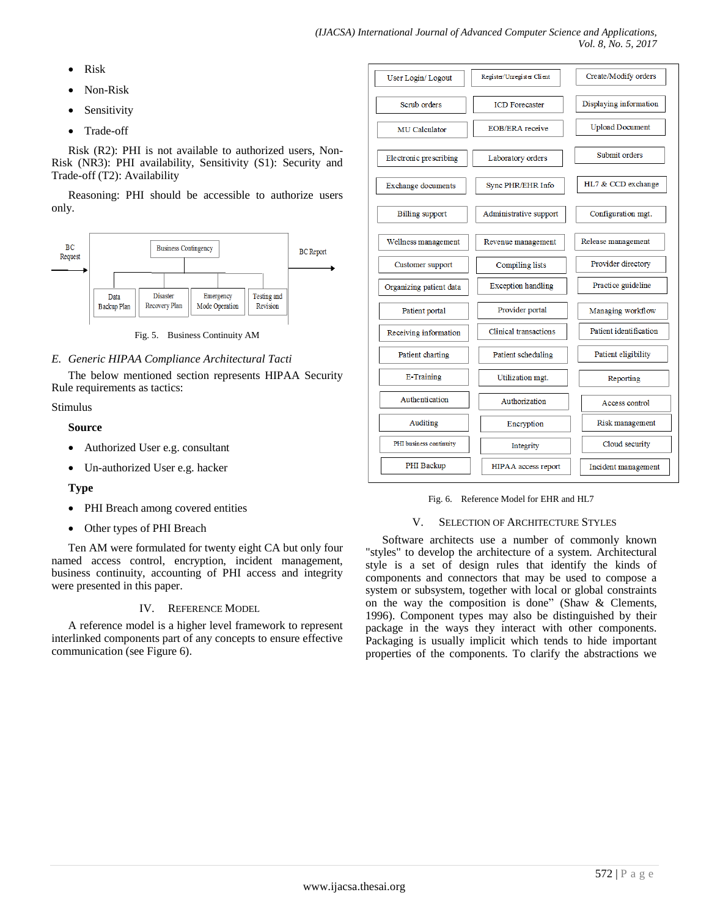- Risk
- Non-Risk
- Sensitivity
- Trade-off

Risk (R2): PHI is not available to authorized users, Non-Risk (NR3): PHI availability, Sensitivity (S1): Security and Trade-off (T2): Availability

Reasoning: PHI should be accessible to authorize users only.

Fig. 5. Business Continuity AM

### E. Generic HIPAA Compliance Architectural Tacti

The below mentioned section represents HIPAA Security Rule requirements as tactics:

Stimulus

**Source**

- Authorized User e.g. consultant
- Un-authorized User e.g. hacker

**Type**

- PHI Breach among covered entities
- Other types of PHI Breach

Ten AM were formulated for twenty eight CA but only four named access control, encryption, incident management, business continuity, accounting of PHI access and integrity were presented in this paper.

## IV. Reference Model

A reference model is a higher level framework to represent interlinked components part of any concepts to ensure effective communication (see Figure 6).

Fig. 6. Reference Model for EHR and HL7

## V. Selection of Architecture Styles

Software architects use a number of commonly known "styles" to develop the architecture of a system. Architectural style is a set of design rules that identify the kinds of components and connectors that may be used to compose a system or subsystem, together with local or global constraints on the way the composition is done" (Shaw & Clements, 1996). Component types may also be distinguished by their package in the ways they interact with other components. Packaging is usually implicit which tends to hide important properties of the components. To clarify the abstractions we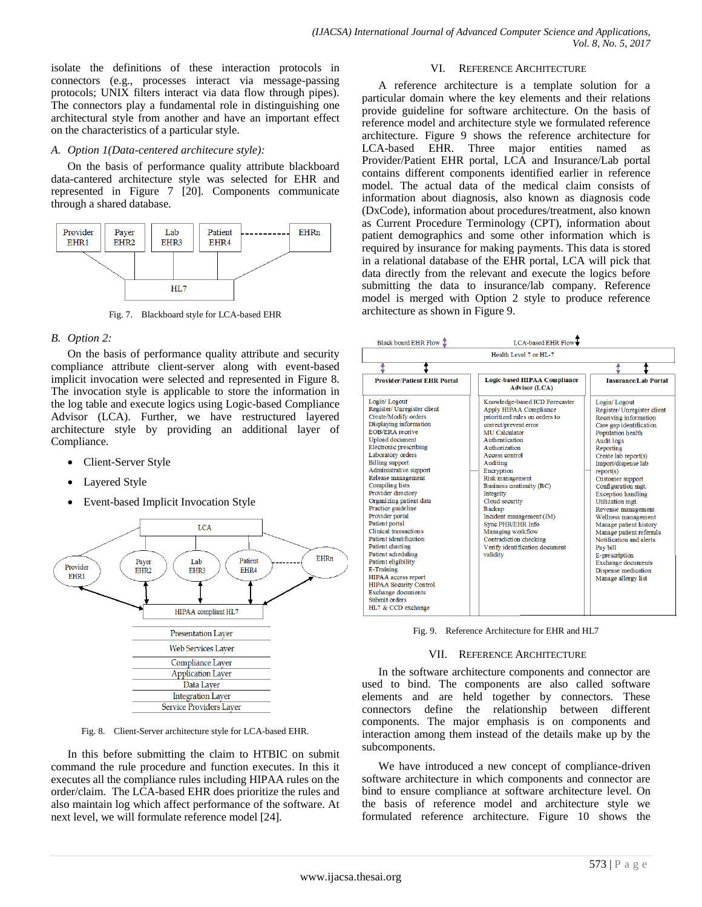isolate the definitions of these interaction protocols in connectors (e.g., processes interact via message-passing protocols; UNIX filters interact via data flow through pipes). The connectors play a fundamental role in distinguishing one architectural style from another and have an important effect on the characteristics of a particular style.

### *A. Option 1(Data-centered architecure style):*

On the basis of performance quality attribute blackboard data-cantered architecture style was selected for EHR and represented in Figure 7 [20]. Components communicate through a shared database.

Fig. 7. Blackboard style for LCA-based EHR

### *B. Option 2:*

On the basis of performance quality attribute and security compliance attribute client-server along with event-based implicit invocation were selected and represented in Figure 8. The invocation style is applicable to store the information in the log table and execute logics using Logic-based Compliance Advisor (LCA). Further, we have restructured layered architecture style by providing an additional layer of Compliance.

- Client-Server Style
- Layered Style
- Event-based Implicit Invocation Style

Fig. 8. Client-Server architecture style for LCA-based EHR.

In this before submitting the claim to HTBIC on submit command the rule procedure and function executes. In this it executes all the compliance rules including HIPAA rules on the order/claim. The LCA-based EHR does prioritize the rules and also maintain log which affect performance of the software. At next level, we will formulate reference model [24].

## VI. Reference Architecture

A reference architecture is a template solution for a particular domain where the key elements and their relations provide guideline for software architecture. On the basis of reference model and architecture style we formulated reference architecture. Figure 9 shows the reference architecture for LCA-based EHR. Three major entities named as Provider/Patient EHR portal, LCA and Insurance/Lab portal contains different components identified earlier in reference model. The actual data of the medical claim consists of information about diagnosis, also known as diagnosis code (DxCode), information about procedures/treatment, also known as Current Procedure Terminology (CPT), information about patient demographics and some other information which is required by insurance for making payments. This data is stored in a relational database of the EHR portal, LCA will pick that data directly from the relevant and execute the logics before submitting the data to insurance/lab company. Reference model is merged with Option 2 style to produce reference architecture as shown in Figure 9.

Fig. 9. Reference Architecture for EHR and HL7

## VII. Reference Architecture

In the software architecture components and connector are used to bind. The components are also called software elements and are held together by connectors. These connectors define the relationship between different components. The major emphasis is on components and interaction among them instead of the details make up by the subcomponents.

We have introduced a new concept of compliance-driven software architecture in which components and connector are bind to ensure compliance at software architecture level. On the basis of reference model and architecture style we formulated reference architecture. Figure 10 shows the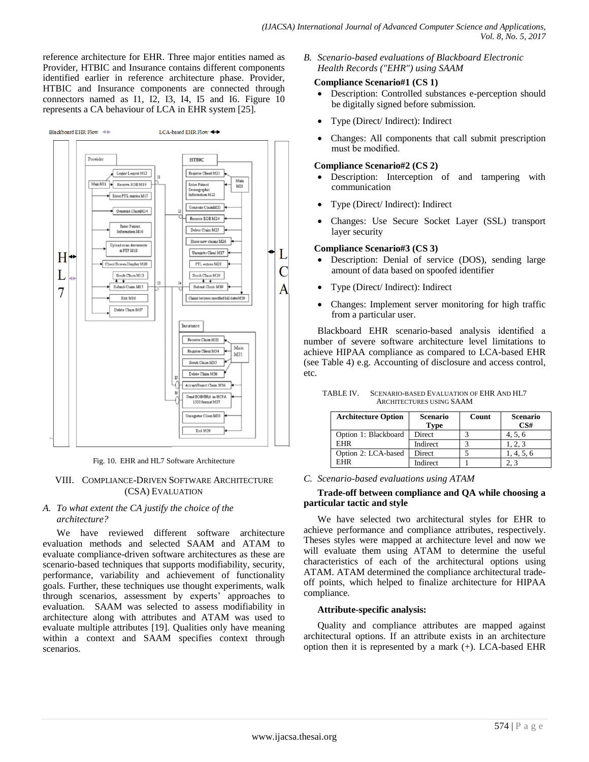reference architecture for EHR. Three major entities named as Provider, HTBIC and Insurance contains different components identified earlier in reference architecture phase. Provider, HTBIC and Insurance components are connected through connectors named as I1, I2, I3, I4, I5 and I6. Figure 10 represents a CA behaviour of LCA in EHR system [25].

Fig. 10. EHR and HL7 Software Architecture

## VIII. Compliance-Driven Software Architecture (CSA) Evaluation

### *A. To what extent the CA justify the choice of the architecture?*

We have reviewed different software architecture evaluation methods and selected SAAM and ATAM to evaluate compliance-driven software architectures as these are scenario-based techniques that supports modifiability, security, performance, variability and achievement of functionality goals. Further, these techniques use thought experiments, walk through scenarios, assessment by experts' approaches to evaluation. SAAM was selected to assess modifiability in architecture along with attributes and ATAM was used to evaluate multiple attributes [19]. Qualities only have meaning within a context and SAAM specifies context through scenarios.

### *B. Scenario-based evaluations of Blackboard Electronic Health Records ("EHR") using SAAM*

**Compliance Scenario#1 (CS 1)**

- Description: Controlled substances e-perception should be digitally signed before submission.
- Type (Direct/ Indirect): Indirect
- Changes: All components that call submit prescription must be modified.

**Compliance Scenario#2 (CS 2)**

- Description: Interception of and tampering with communication
- Type (Direct/ Indirect): Indirect
- Changes: Use Secure Socket Layer (SSL) transport layer security

**Compliance Scenario#3 (CS 3)**

- Description: Denial of service (DOS), sending large amount of data based on spoofed identifier
- Type (Direct/ Indirect): Indirect
- Changes: Implement server monitoring for high traffic from a particular user.

Blackboard EHR scenario-based analysis identified a number of severe software architecture level limitations to achieve HIPAA compliance as compared to LCA-based EHR (see Table 4) e.g. Accounting of disclosure and access control, etc.

TABLE IV. Scenario-based Evaluation of EHR and HL7 Architectures using SAAM

| Architecture Option | Scenario Type | Count | Scenario CS# |
|---|---|---|---|
| Option 1: Blackboard EHR | Direct | 3 | 4, 5, 6 |
| | Indirect | 3 | 1, 2, 3 |
| Option 2: LCA-based EHR | Direct | 5 | 1, 4, 5, 6 |
| | Indirect | 1 | 2, 3 |

### *C. Scenario-based evaluations using ATAM*

**Trade-off between compliance and QA while choosing a particular tactic and style**

We have selected two architectural styles for EHR to achieve performance and compliance attributes, respectively. Theses styles were mapped at architecture level and now we will evaluate them using ATAM to determine the useful characteristics of each of the architectural options using ATAM. ATAM determined the compliance architectural trade-off points, which helped to finalize architecture for HIPAA compliance.

**Attribute-specific analysis:**

Quality and compliance attributes are mapped against architectural options. If an attribute exists in an architecture option then it is represented by a mark (+). LCA-based EHR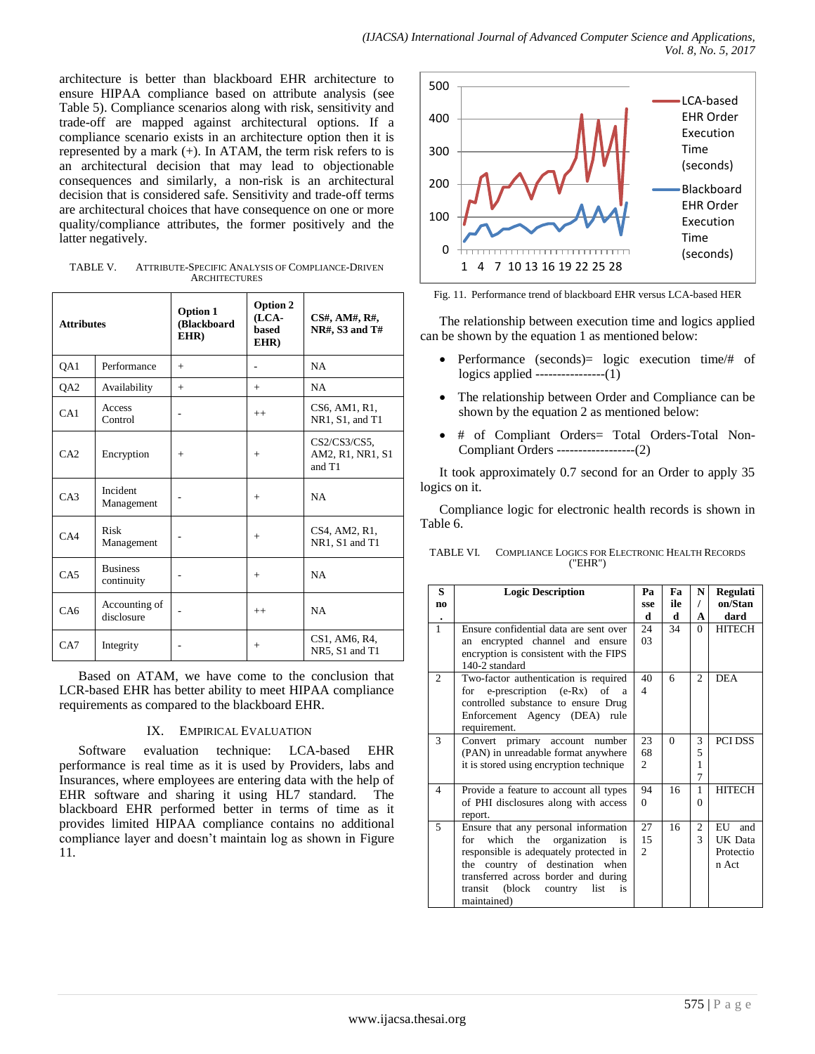architecture is better than blackboard EHR architecture to ensure HIPAA compliance based on attribute analysis (see Table 5). Compliance scenarios along with risk, sensitivity and trade-off are mapped against architectural options. If a compliance scenario exists in an architecture option then it is represented by a mark (+). In ATAM, the term risk refers to is an architectural decision that may lead to objectionable consequences and similarly, a non-risk is an architectural decision that is considered safe. Sensitivity and trade-off terms are architectural choices that have consequence on one or more quality/compliance attributes, the former positively and the latter negatively.

TABLE V. ATTRIBUTE-SPECIFIC ANALYSIS OF COMPLIANCE-DRIVEN ARCHITECTURES

| Attributes | | Option 1 (Blackboard EHR) | Option 2 (LCA-based EHR) | CS#, AM#, R#, NR#, S3 and T# |
|---|---|---|---|---|
| QA1 | Performance | + | - | NA |
| QA2 | Availability | + | + | NA |
| CA1 | Access Control | - | ++ | CS6, AM1, R1, NR1, S1, and T1 |
| CA2 | Encryption | + | + | CS2/CS3/CS5, AM2, R1, NR1, S1 and T1 |
| CA3 | Incident Management | - | + | NA |
| CA4 | Risk Management | - | + | CS4, AM2, R1, NR1, S1 and T1 |
| CA5 | Business continuity | - | + | NA |
| CA6 | Accounting of disclosure | - | ++ | NA |
| CA7 | Integrity | - | + | CS1, AM6, R4, NR5, S1 and T1 |

Based on ATAM, we have come to the conclusion that LCR-based EHR has better ability to meet HIPAA compliance requirements as compared to the blackboard EHR.

## IX. EMPIRICAL EVALUATION

Software evaluation technique: LCA-based EHR performance is real time as it is used by Providers, labs and Insurances, where employees are entering data with the help of EHR software and sharing it using HL7 standard. The blackboard EHR performed better in terms of time as it provides limited HIPAA compliance contains no additional compliance layer and doesn't maintain log as shown in Figure 11.

Fig. 11. Performance trend of blackboard EHR versus LCA-based HER

The relationship between execution time and logics applied can be shown by the equation 1 as mentioned below:

- Performance (seconds)= logic execution time/# of logics applied ----------------(1)
- The relationship between Order and Compliance can be shown by the equation 2 as mentioned below:
- # of Compliant Orders= Total Orders-Total Non-Compliant Orders ------------------(2)

It took approximately 0.7 second for an Order to apply 35 logics on it.

Compliance logic for electronic health records is shown in Table 6.

TABLE VI. COMPLIANCE LOGICS FOR ELECTRONIC HEALTH RECORDS ("EHR")

| S no. | Logic Description | Passed | Failed | N/A | Regulation/Standard |
|---|---|---|---|---|---|
| 1 | Ensure confidential data are sent over an encrypted channel and ensure encryption is consistent with the FIPS 140-2 standard | 2403 | 34 | 0 | HITECH |
| 2 | Two-factor authentication is required for e-prescription (e-Rx) of a controlled substance to ensure Drug Enforcement Agency (DEA) rule requirement. | 404 | 6 | 2 | DEA |
| 3 | Convert primary account number (PAN) in unreadable format anywhere it is stored using encryption technique | 23682 | 0 | 3517 | PCI DSS |
| 4 | Provide a feature to account all types of PHI disclosures along with access report. | 940 | 16 | 10 | HITECH |
| 5 | Ensure that any personal information for which the organization is responsible is adequately protected in the country of destination when transferred across border and during transit (block country list is maintained) | 27152 | 16 | 23 | EU and UK Data Protection Act |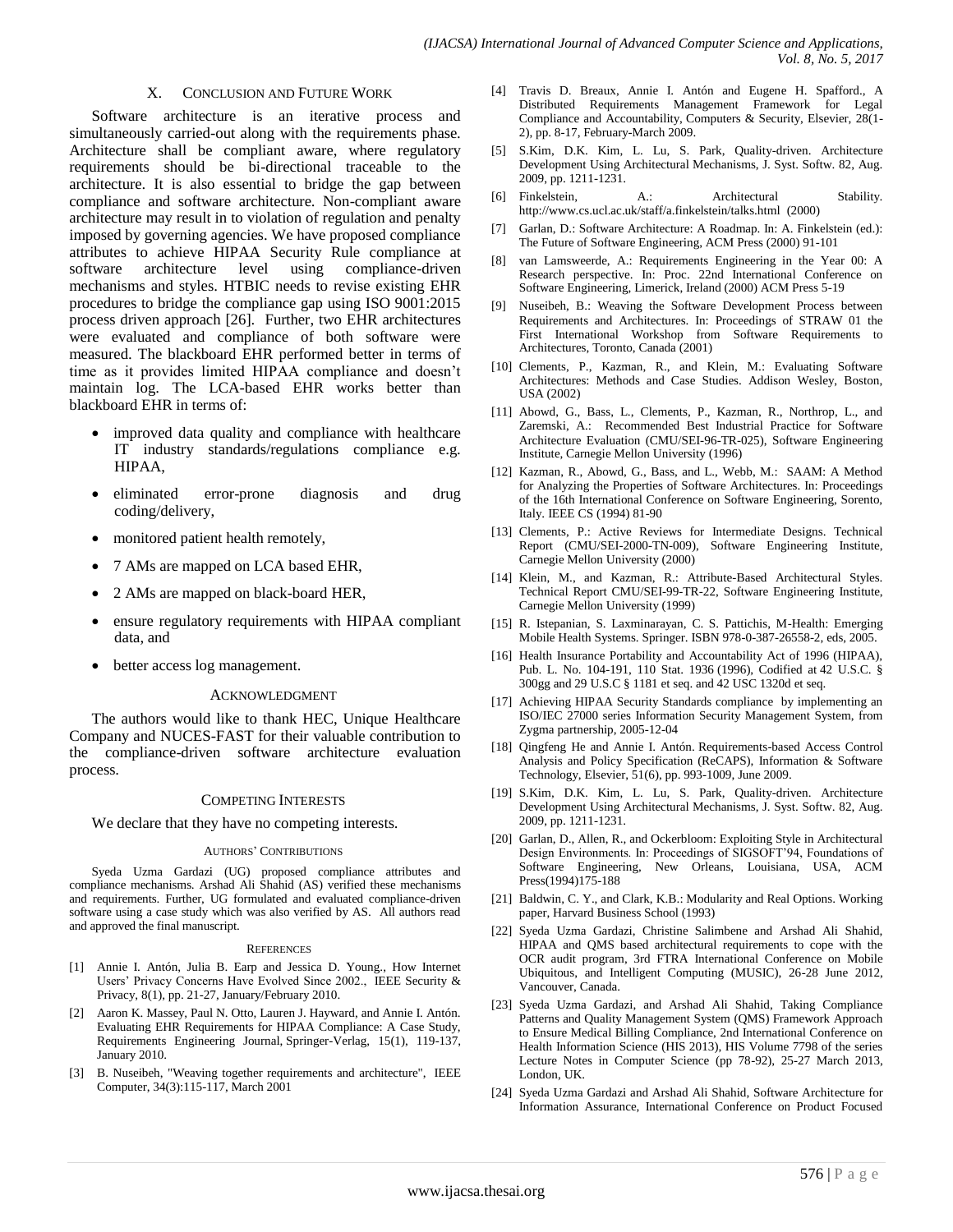## X. Conclusion and Future Work

Software architecture is an iterative process and simultaneously carried-out along with the requirements phase. Architecture shall be compliant aware, where regulatory requirements should be bi-directional traceable to the architecture. It is also essential to bridge the gap between compliance and software architecture. Non-compliant aware architecture may result in to violation of regulation and penalty imposed by governing agencies. We have proposed compliance attributes to achieve HIPAA Security Rule compliance at software architecture level using compliance-driven mechanisms and styles. HTBIC needs to revise existing EHR procedures to bridge the compliance gap using ISO 9001:2015 process driven approach [26]. Further, two EHR architectures were evaluated and compliance of both software were measured. The blackboard EHR performed better in terms of time as it provides limited HIPAA compliance and doesn't maintain log. The LCA-based EHR works better than blackboard EHR in terms of:

- improved data quality and compliance with healthcare IT industry standards/regulations compliance e.g. HIPAA,
- eliminated error-prone diagnosis and drug coding/delivery,
- monitored patient health remotely,
- 7 AMs are mapped on LCA based EHR,
- 2 AMs are mapped on black-board HER,
- ensure regulatory requirements with HIPAA compliant data, and
- better access log management.

## Acknowledgment

The authors would like to thank HEC, Unique Healthcare Company and NUCES-FAST for their valuable contribution to the compliance-driven software architecture evaluation process.

## Competing Interests

We declare that they have no competing interests.

## Authors' Contributions

Syeda Uzma Gardazi (UG) proposed compliance attributes and compliance mechanisms. Arshad Ali Shahid (AS) verified these mechanisms and requirements. Further, UG formulated and evaluated compliance-driven software using a case study which was also verified by AS. All authors read and approved the final manuscript.

## References

[1] Annie I. Antón, Julia B. Earp and Jessica D. Young., How Internet Users' Privacy Concerns Have Evolved Since 2002., IEEE Security & Privacy, 8(1), pp. 21-27, January/February 2010.

[2] Aaron K. Massey, Paul N. Otto, Lauren J. Hayward, and Annie I. Antón. Evaluating EHR Requirements for HIPAA Compliance: A Case Study, Requirements Engineering Journal, Springer-Verlag, 15(1), 119-137, January 2010.

[3] B. Nuseibeh, "Weaving together requirements and architecture", IEEE Computer, 34(3):115-117, March 2001

[4] Travis D. Breaux, Annie I. Antón and Eugene H. Spafford., A Distributed Requirements Management Framework for Legal Compliance and Accountability, Computers & Security, Elsevier, 28(1-2), pp. 8-17, February-March 2009.

[5] S.Kim, D.K. Kim, L. Lu, S. Park, Quality-driven. Architecture Development Using Architectural Mechanisms, J. Syst. Softw. 82, Aug. 2009, pp. 1211-1231.

[6] Finkelstein, A.: Architectural Stability. http://www.cs.ucl.ac.uk/staff/a.finkelstein/talks.html (2000)

[7] Garlan, D.: Software Architecture: A Roadmap. In: A. Finkelstein (ed.): The Future of Software Engineering, ACM Press (2000) 91-101

[8] van Lamsweerde, A.: Requirements Engineering in the Year 00: A Research perspective. In: Proc. 22nd International Conference on Software Engineering, Limerick, Ireland (2000) ACM Press 5-19

[9] Nuseibeh, B.: Weaving the Software Development Process between Requirements and Architectures. In: Proceedings of STRAW 01 the First International Workshop from Software Requirements to Architectures, Toronto, Canada (2001)

[10] Clements, P., Kazman, R., and Klein, M.: Evaluating Software Architectures: Methods and Case Studies. Addison Wesley, Boston, USA (2002)

[11] Abowd, G., Bass, L., Clements, P., Kazman, R., Northrop, L., and Zaremski, A.: Recommended Best Industrial Practice for Software Architecture Evaluation (CMU/SEI-96-TR-025), Software Engineering Institute, Carnegie Mellon University (1996)

[12] Kazman, R., Abowd, G., Bass, and L., Webb, M.: SAAM: A Method for Analyzing the Properties of Software Architectures. In: Proceedings of the 16th International Conference on Software Engineering, Sorento, Italy. IEEE CS (1994) 81-90

[13] Clements, P.: Active Reviews for Intermediate Designs. Technical Report (CMU/SEI-2000-TN-009), Software Engineering Institute, Carnegie Mellon University (2000)

[14] Klein, M., and Kazman, R.: Attribute-Based Architectural Styles. Technical Report CMU/SEI-99-TR-22, Software Engineering Institute, Carnegie Mellon University (1999)

[15] R. Istepanian, S. Laxminarayan, C. S. Pattichis, M-Health: Emerging Mobile Health Systems. Springer. ISBN 978-0-387-26558-2, eds, 2005.

[16] Health Insurance Portability and Accountability Act of 1996 (HIPAA), Pub. L. No. 104-191, 110 Stat. 1936 (1996), Codified at 42 U.S.C. § 300gg and 29 U.S.C § 1181 et seq. and 42 USC 1320d et seq.

[17] Achieving HIPAA Security Standards compliance by implementing an ISO/IEC 27000 series Information Security Management System, from Zygma partnership, 2005-12-04

[18] Qingfeng He and Annie I. Antón. Requirements-based Access Control Analysis and Policy Specification (ReCAPS), Information & Software Technology, Elsevier, 51(6), pp. 993-1009, June 2009.

[19] S.Kim, D.K. Kim, L. Lu, S. Park, Quality-driven. Architecture Development Using Architectural Mechanisms, J. Syst. Softw. 82, Aug. 2009, pp. 1211-1231.

[20] Garlan, D., Allen, R., and Ockerbloom: Exploiting Style in Architectural Design Environments. In: Proceedings of SIGSOFT'94, Foundations of Software Engineering, New Orleans, Louisiana, USA, ACM Press(1994)175-188

[21] Baldwin, C. Y., and Clark, K.B.: Modularity and Real Options. Working paper, Harvard Business School (1993)

[22] Syeda Uzma Gardazi, Christine Salimbene and Arshad Ali Shahid, HIPAA and QMS based architectural requirements to cope with the OCR audit program, 3rd FTRA International Conference on Mobile Ubiquitous, and Intelligent Computing (MUSIC), 26-28 June 2012, Vancouver, Canada.

[23] Syeda Uzma Gardazi, and Arshad Ali Shahid, Taking Compliance Patterns and Quality Management System (QMS) Framework Approach to Ensure Medical Billing Compliance, 2nd International Conference on Health Information Science (HIS 2013), HIS Volume 7798 of the series Lecture Notes in Computer Science (pp 78-92), 25-27 March 2013, London, UK.

[24] Syeda Uzma Gardazi and Arshad Ali Shahid, Software Architecture for Information Assurance, International Conference on Product Focused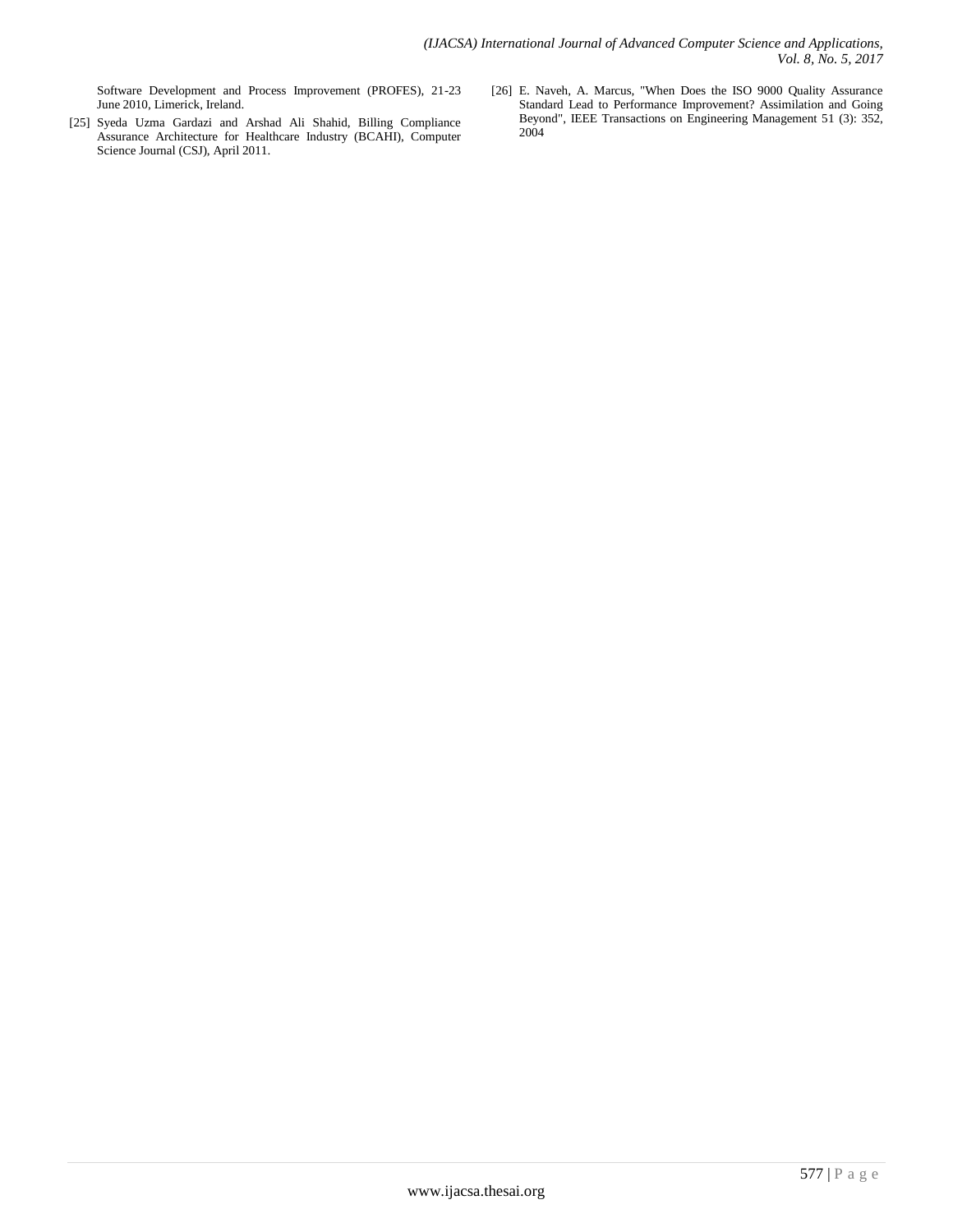Software Development and Process Improvement (PROFES), 21-23 June 2010, Limerick, Ireland.

[25] Syeda Uzma Gardazi and Arshad Ali Shahid, Billing Compliance Assurance Architecture for Healthcare Industry (BCAHI), Computer Science Journal (CSJ), April 2011.

[26] E. Naveh, A. Marcus, "When Does the ISO 9000 Quality Assurance Standard Lead to Performance Improvement? Assimilation and Going Beyond", IEEE Transactions on Engineering Management 51 (3): 352, 2004